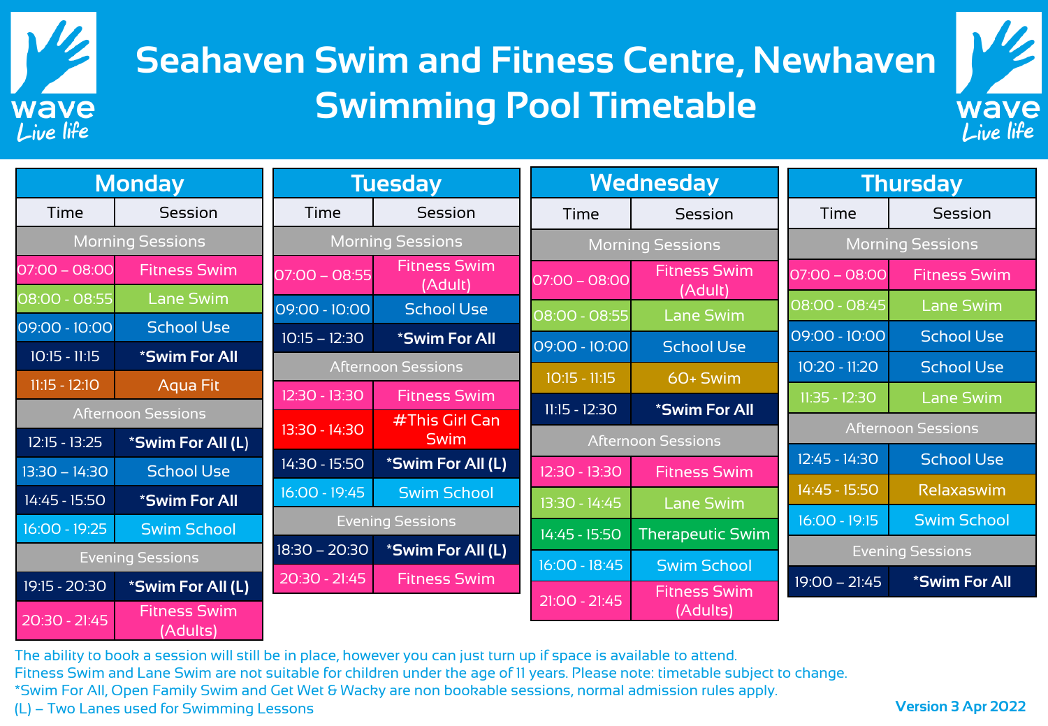# Seahaven Swim and Fitness Centre, Newhaven
# Swimming Pool Timetable

## Monday

| Time | Session |
|---|---|
| **Morning Sessions** | |
| 07:00 – 08:00 | Fitness Swim |
| 08:00 - 08:55 | Lane Swim |
| 09:00 - 10:00 | School Use |
| 10:15 - 11:15 | *Swim For All |
| 11:15 - 12:10 | Aqua Fit |
| **Afternoon Sessions** | |
| 12:15 - 13:25 | *Swim For All (L) |
| 13:30 – 14:30 | School Use |
| 14:45 - 15:50 | *Swim For All |
| 16:00 - 19:25 | Swim School |
| **Evening Sessions** | |
| 19:15 - 20:30 | *Swim For All (L) |
| 20:30 - 21:45 | Fitness Swim (Adults) |

## Tuesday

| Time | Session |
|---|---|
| **Morning Sessions** | |
| 07:00 – 08:55 | Fitness Swim (Adult) |
| 09:00 - 10:00 | School Use |
| 10:15 – 12:30 | *Swim For All |
| **Afternoon Sessions** | |
| 12:30 - 13:30 | Fitness Swim |
| 13:30 - 14:30 | #This Girl Can Swim |
| 14:30 - 15:50 | *Swim For All (L) |
| 16:00 - 19:45 | Swim School |
| **Evening Sessions** | |
| 18:30 – 20:30 | *Swim For All (L) |
| 20:30 - 21:45 | Fitness Swim |

## Wednesday

| Time | Session |
|---|---|
| **Morning Sessions** | |
| 07:00 – 08:00 | Fitness Swim (Adult) |
| 08:00 - 08:55 | Lane Swim |
| 09:00 - 10:00 | School Use |
| 10:15 - 11:15 | 60+ Swim |
| 11:15 - 12:30 | *Swim For All |
| **Afternoon Sessions** | |
| 12:30 - 13:30 | Fitness Swim |
| 13:30 - 14:45 | Lane Swim |
| 14:45 - 15:50 | Therapeutic Swim |
| 16:00 - 18:45 | Swim School |
| 21:00 - 21:45 | Fitness Swim (Adults) |

## Thursday

| Time | Session |
|---|---|
| **Morning Sessions** | |
| 07:00 – 08:00 | Fitness Swim |
| 08:00 - 08:45 | Lane Swim |
| 09:00 - 10:00 | School Use |
| 10:20 - 11:20 | School Use |
| 11:35 - 12:30 | Lane Swim |
| **Afternoon Sessions** | |
| 12:45 - 14:30 | School Use |
| 14:45 - 15:50 | Relaxaswim |
| 16:00 - 19:15 | Swim School |
| **Evening Sessions** | |
| 19:00 – 21:45 | *Swim For All |

The ability to book a session will still be in place, however you can just turn up if space is available to attend.
Fitness Swim and Lane Swim are not suitable for children under the age of 11 years. Please note: timetable subject to change.
*Swim For All, Open Family Swim and Get Wet & Wacky are non bookable sessions, normal admission rules apply.
(L) – Two Lanes used for Swimming Lessons

**Version 3 Apr 2022**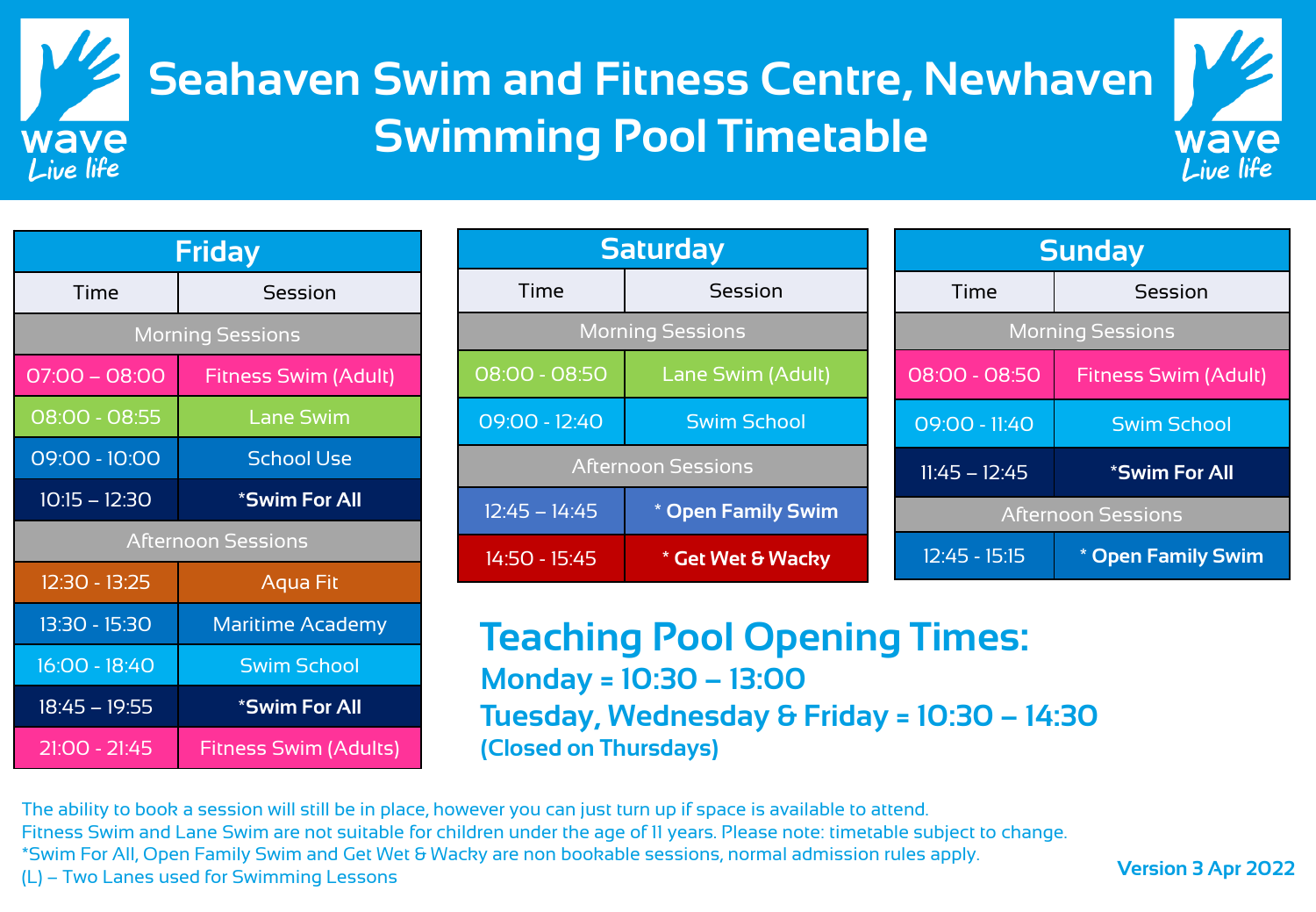# Seahaven Swim and Fitness Centre, Newhaven
# Swimming Pool Timetable

## Friday

| Time | Session |
|---|---|
| Morning Sessions | |
| 07:00 – 08:00 | Fitness Swim (Adult) |
| 08:00 - 08:55 | Lane Swim |
| 09:00 - 10:00 | School Use |
| 10:15 – 12:30 | ***Swim For All** |
| Afternoon Sessions | |
| 12:30 - 13:25 | Aqua Fit |
| 13:30 - 15:30 | Maritime Academy |
| 16:00 - 18:40 | Swim School |
| 18:45 – 19:55 | ***Swim For All** |
| 21:00 - 21:45 | Fitness Swim (Adults) |

## Saturday

| Time | Session |
|---|---|
| Morning Sessions | |
| 08:00 - 08:50 | Lane Swim (Adult) |
| 09:00 - 12:40 | Swim School |
| Afternoon Sessions | |
| 12:45 – 14:45 | *** Open Family Swim** |
| 14:50 - 15:45 | *** Get Wet & Wacky** |

## Sunday

| Time | Session |
|---|---|
| Morning Sessions | |
| 08:00 - 08:50 | Fitness Swim (Adult) |
| 09:00 - 11:40 | Swim School |
| 11:45 – 12:45 | ***Swim For All** |
| Afternoon Sessions | |
| 12:45 - 15:15 | *** Open Family Swim** |

## Teaching Pool Opening Times:

**Monday = 10:30 – 13:00**

**Tuesday, Wednesday & Friday = 10:30 – 14:30**

**(Closed on Thursdays)**

The ability to book a session will still be in place, however you can just turn up if space is available to attend.
Fitness Swim and Lane Swim are not suitable for children under the age of 11 years. Please note: timetable subject to change.
*Swim For All, Open Family Swim and Get Wet & Wacky are non bookable sessions, normal admission rules apply.
(L) – Two Lanes used for Swimming Lessons

**Version 3 Apr 2022**